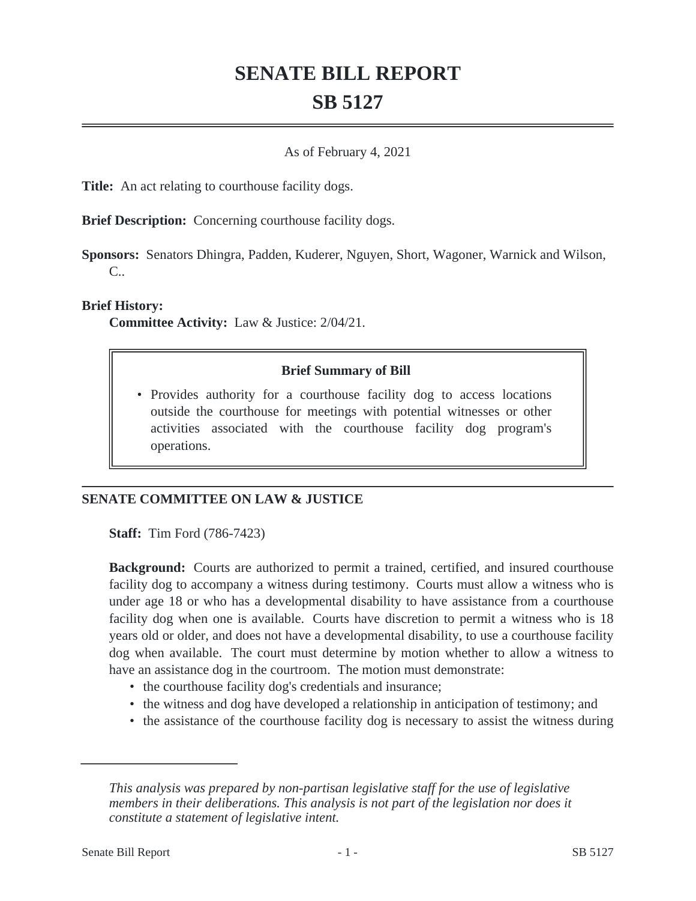# SENATE BILL REPORT

# SB 5127

As of February 4, 2021

**Title:** An act relating to courthouse facility dogs.

**Brief Description:** Concerning courthouse facility dogs.

**Sponsors:** Senators Dhingra, Padden, Kuderer, Nguyen, Short, Wagoner, Warnick and Wilson, C..

**Brief History:**

**Committee Activity:** Law & Justice: 2/04/21.

> **Brief Summary of Bill**
>
> - Provides authority for a courthouse facility dog to access locations outside the courthouse for meetings with potential witnesses or other activities associated with the courthouse facility dog program's operations.

## SENATE COMMITTEE ON LAW & JUSTICE

**Staff:** Tim Ford (786-7423)

**Background:** Courts are authorized to permit a trained, certified, and insured courthouse facility dog to accompany a witness during testimony. Courts must allow a witness who is under age 18 or who has a developmental disability to have assistance from a courthouse facility dog when one is available. Courts have discretion to permit a witness who is 18 years old or older, and does not have a developmental disability, to use a courthouse facility dog when available. The court must determine by motion whether to allow a witness to have an assistance dog in the courtroom. The motion must demonstrate:

- the courthouse facility dog's credentials and insurance;
- the witness and dog have developed a relationship in anticipation of testimony; and
- the assistance of the courthouse facility dog is necessary to assist the witness during

*This analysis was prepared by non-partisan legislative staff for the use of legislative members in their deliberations. This analysis is not part of the legislation nor does it constitute a statement of legislative intent.*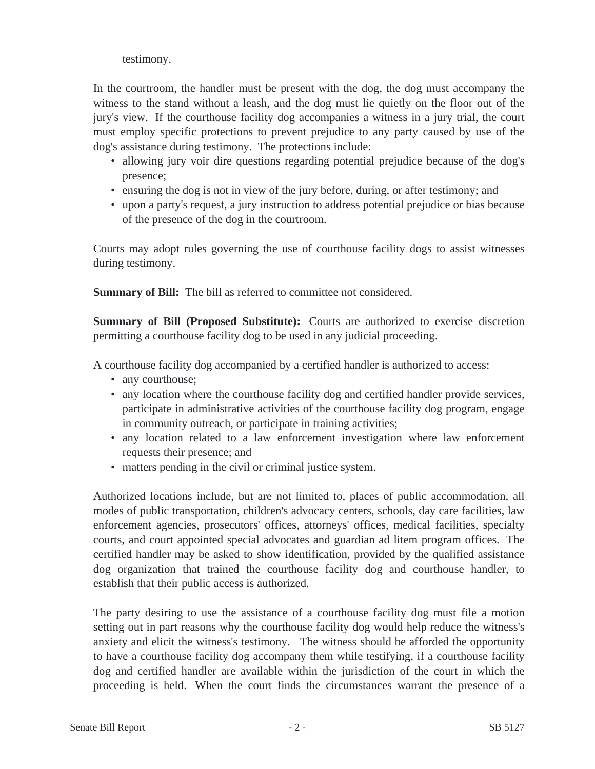testimony.

In the courtroom, the handler must be present with the dog, the dog must accompany the witness to the stand without a leash, and the dog must lie quietly on the floor out of the jury's view. If the courthouse facility dog accompanies a witness in a jury trial, the court must employ specific protections to prevent prejudice to any party caused by use of the dog's assistance during testimony. The protections include:

- allowing jury voir dire questions regarding potential prejudice because of the dog's presence;
- ensuring the dog is not in view of the jury before, during, or after testimony; and
- upon a party's request, a jury instruction to address potential prejudice or bias because of the presence of the dog in the courtroom.

Courts may adopt rules governing the use of courthouse facility dogs to assist witnesses during testimony.

**Summary of Bill:** The bill as referred to committee not considered.

**Summary of Bill (Proposed Substitute):** Courts are authorized to exercise discretion permitting a courthouse facility dog to be used in any judicial proceeding.

A courthouse facility dog accompanied by a certified handler is authorized to access:

- any courthouse;
- any location where the courthouse facility dog and certified handler provide services, participate in administrative activities of the courthouse facility dog program, engage in community outreach, or participate in training activities;
- any location related to a law enforcement investigation where law enforcement requests their presence; and
- matters pending in the civil or criminal justice system.

Authorized locations include, but are not limited to, places of public accommodation, all modes of public transportation, children's advocacy centers, schools, day care facilities, law enforcement agencies, prosecutors' offices, attorneys' offices, medical facilities, specialty courts, and court appointed special advocates and guardian ad litem program offices. The certified handler may be asked to show identification, provided by the qualified assistance dog organization that trained the courthouse facility dog and courthouse handler, to establish that their public access is authorized.

The party desiring to use the assistance of a courthouse facility dog must file a motion setting out in part reasons why the courthouse facility dog would help reduce the witness's anxiety and elicit the witness's testimony. The witness should be afforded the opportunity to have a courthouse facility dog accompany them while testifying, if a courthouse facility dog and certified handler are available within the jurisdiction of the court in which the proceeding is held. When the court finds the circumstances warrant the presence of a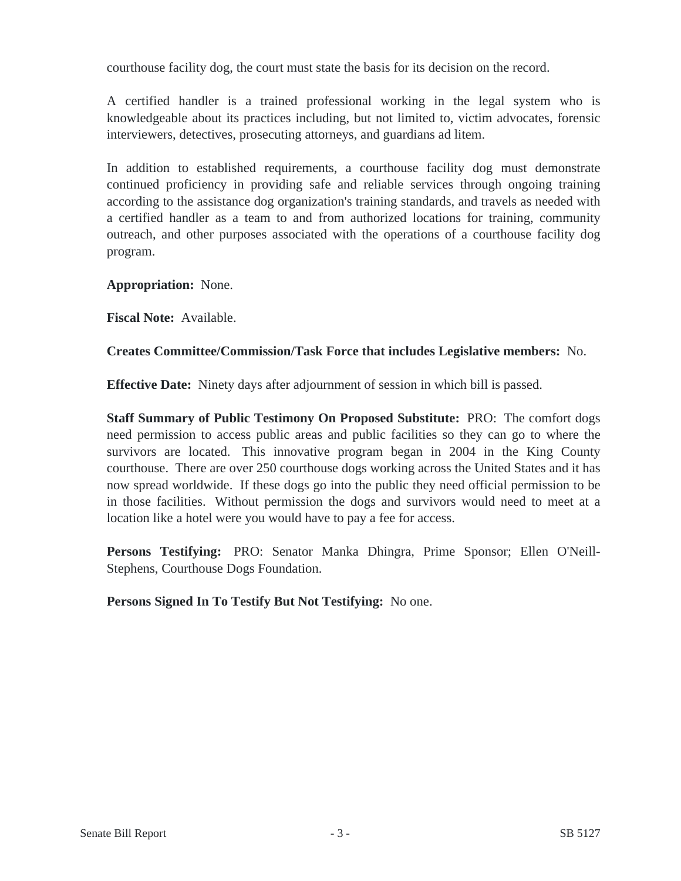courthouse facility dog, the court must state the basis for its decision on the record.

A certified handler is a trained professional working in the legal system who is knowledgeable about its practices including, but not limited to, victim advocates, forensic interviewers, detectives, prosecuting attorneys, and guardians ad litem.

In addition to established requirements, a courthouse facility dog must demonstrate continued proficiency in providing safe and reliable services through ongoing training according to the assistance dog organization's training standards, and travels as needed with a certified handler as a team to and from authorized locations for training, community outreach, and other purposes associated with the operations of a courthouse facility dog program.

**Appropriation:** None.

**Fiscal Note:** Available.

**Creates Committee/Commission/Task Force that includes Legislative members:** No.

**Effective Date:** Ninety days after adjournment of session in which bill is passed.

**Staff Summary of Public Testimony On Proposed Substitute:** PRO: The comfort dogs need permission to access public areas and public facilities so they can go to where the survivors are located. This innovative program began in 2004 in the King County courthouse. There are over 250 courthouse dogs working across the United States and it has now spread worldwide. If these dogs go into the public they need official permission to be in those facilities. Without permission the dogs and survivors would need to meet at a location like a hotel were you would have to pay a fee for access.

**Persons Testifying:** PRO: Senator Manka Dhingra, Prime Sponsor; Ellen O'Neill-Stephens, Courthouse Dogs Foundation.

**Persons Signed In To Testify But Not Testifying:** No one.